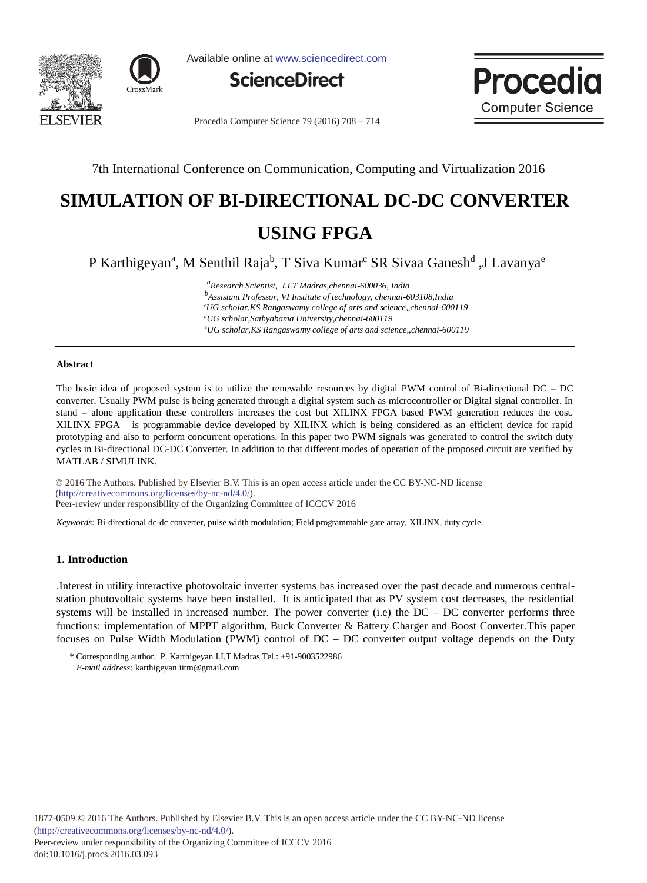7th International Conference on Communication, Computing and Virtualization 2016

# SIMULATION OF BI-DIRECTIONAL DC-DC CONVERTER USING FPGA

P Karthigeyan[a], M Senthil Raja[b], T Siva Kumar[c] SR Sivaa Ganesh[d] ,J Lavanya[e]

*[a]Research Scientist, I.I.T Madras,chennai-600036, India*
*[b]Assistant Professor, VI Institute of technology, chennai-603108,India*
*[c]UG scholar,KS Rangaswamy college of arts and science,,chennai-600119*
*[d]UG scholar,Sathyabama University,chennai-600119*
*[e]UG scholar,KS Rangaswamy college of arts and science,,chennai-600119*

---

**Abstract**

The basic idea of proposed system is to utilize the renewable resources by digital PWM control of Bi-directional DC – DC converter. Usually PWM pulse is being generated through a digital system such as microcontroller or Digital signal controller. In stand – alone application these controllers increases the cost but XILINX FPGA based PWM generation reduces the cost. XILINX FPGA is programmable device developed by XILINX which is being considered as an efficient device for rapid prototyping and also to perform concurrent operations. In this paper two PWM signals was generated to control the switch duty cycles in Bi-directional DC-DC Converter. In addition to that different modes of operation of the proposed circuit are verified by MATLAB / SIMULINK.

© 2016 The Authors. Published by Elsevier B.V. This is an open access article under the CC BY-NC-ND license (http://creativecommons.org/licenses/by-nc-nd/4.0/).
Peer-review under responsibility of the Organizing Committee of ICCCV 2016

*Keywords:* Bi-directional dc-dc converter, pulse width modulation; Field programmable gate array, XILINX, duty cycle.

---

## 1. Introduction

.Interest in utility interactive photovoltaic inverter systems has increased over the past decade and numerous central-station photovoltaic systems have been installed. It is anticipated that as PV system cost decreases, the residential systems will be installed in increased number. The power converter (i.e) the DC – DC converter performs three functions: implementation of MPPT algorithm, Buck Converter & Battery Charger and Boost Converter.This paper focuses on Pulse Width Modulation (PWM) control of DC – DC converter output voltage depends on the Duty

\* Corresponding author. P. Karthigeyan I.I.T Madras Tel.: +91-9003522986
*E-mail address:* karthigeyan.iitm@gmail.com

1877-0509 © 2016 The Authors. Published by Elsevier B.V. This is an open access article under the CC BY-NC-ND license (http://creativecommons.org/licenses/by-nc-nd/4.0/).
Peer-review under responsibility of the Organizing Committee of ICCCV 2016
doi:10.1016/j.procs.2016.03.093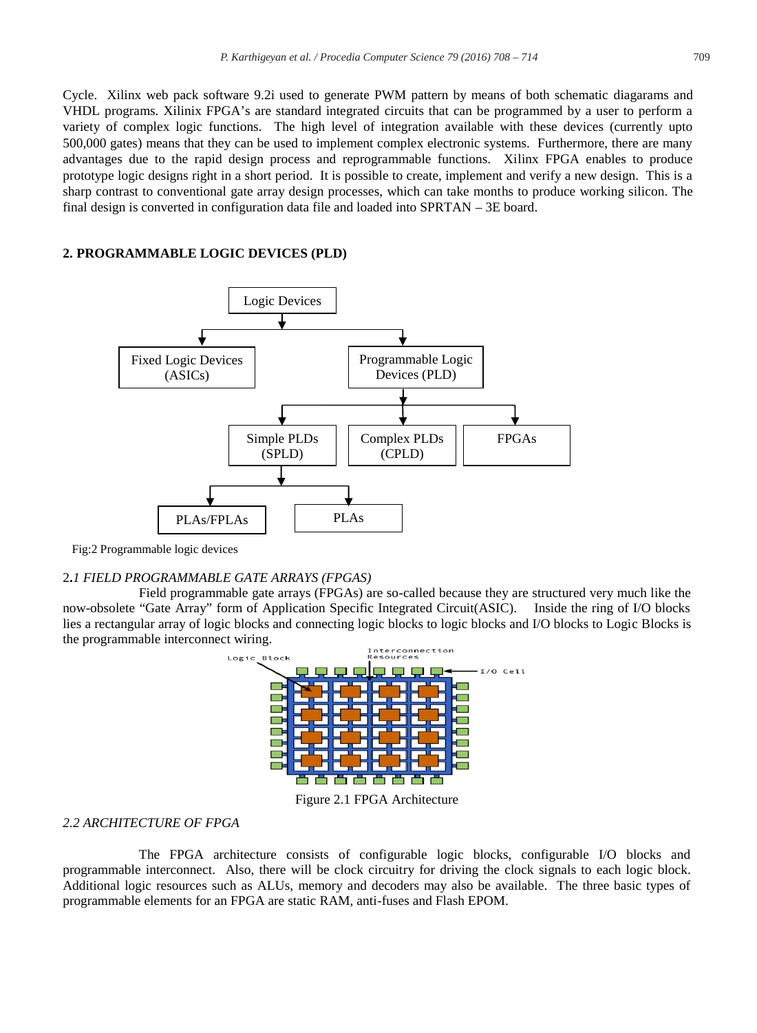Cycle. Xilinx web pack software 9.2i used to generate PWM pattern by means of both schematic diagarams and VHDL programs. Xilinix FPGA's are standard integrated circuits that can be programmed by a user to perform a variety of complex logic functions. The high level of integration available with these devices (currently upto 500,000 gates) means that they can be used to implement complex electronic systems. Furthermore, there are many advantages due to the rapid design process and reprogrammable functions. Xilinx FPGA enables to produce prototype logic designs right in a short period. It is possible to create, implement and verify a new design. This is a sharp contrast to conventional gate array design processes, which can take months to produce working silicon. The final design is converted in configuration data file and loaded into SPRTAN – 3E board.

## 2. PROGRAMMABLE LOGIC DEVICES (PLD)

Logic Devices

Fixed Logic Devices (ASICs)

Programmable Logic Devices (PLD)

Simple PLDs (SPLD)

Complex PLDs (CPLD)

FPGAs

PLAs/FPLAs

PLAs

Fig:2 Programmable logic devices

### 2.1 FIELD PROGRAMMABLE GATE ARRAYS (FPGAS)

Field programmable gate arrays (FPGAs) are so-called because they are structured very much like the now-obsolete "Gate Array" form of Application Specific Integrated Circuit(ASIC). Inside the ring of I/O blocks lies a rectangular array of logic blocks and connecting logic blocks to logic blocks and I/O blocks to Logic Blocks is the programmable interconnect wiring.

Logic Block

Interconnection Resources

I/O Cell

Figure 2.1 FPGA Architecture

### 2.2 ARCHITECTURE OF FPGA

The FPGA architecture consists of configurable logic blocks, configurable I/O blocks and programmable interconnect. Also, there will be clock circuitry for driving the clock signals to each logic block. Additional logic resources such as ALUs, memory and decoders may also be available. The three basic types of programmable elements for an FPGA are static RAM, anti-fuses and Flash EPOM.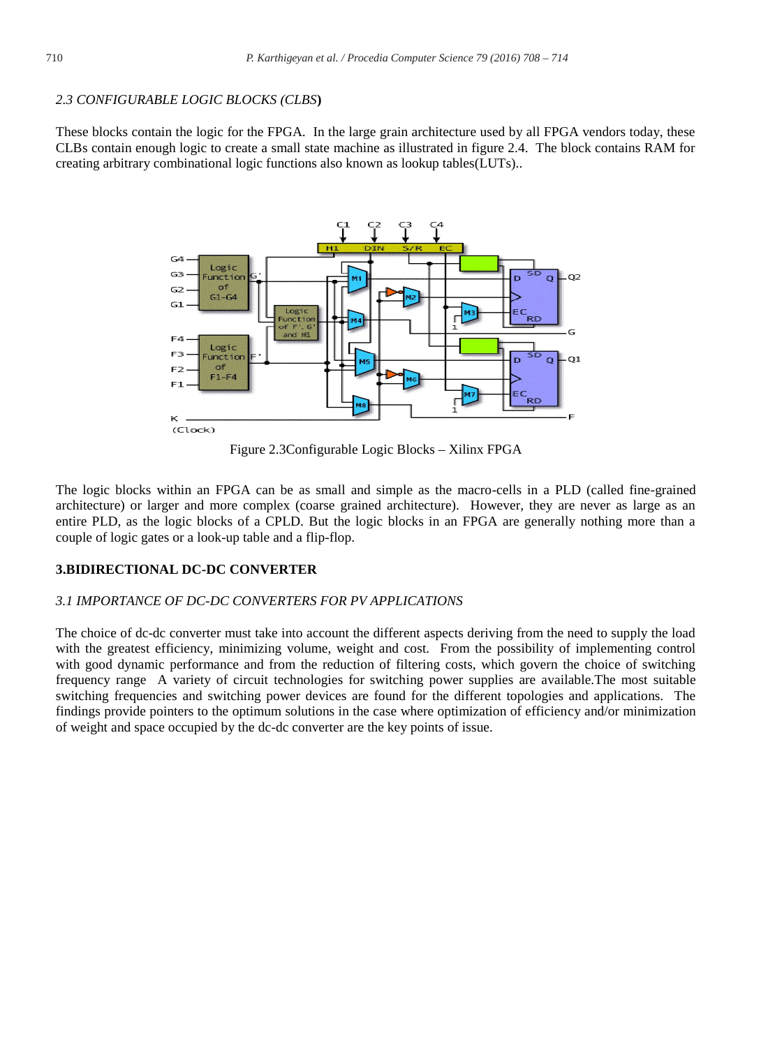### *2.3 CONFIGURABLE LOGIC BLOCKS (CLBS*)

These blocks contain the logic for the FPGA. In the large grain architecture used by all FPGA vendors today, these CLBs contain enough logic to create a small state machine as illustrated in figure 2.4. The block contains RAM for creating arbitrary combinational logic functions also known as lookup tables(LUTs)..

Figure 2.3Configurable Logic Blocks – Xilinx FPGA

The logic blocks within an FPGA can be as small and simple as the macro-cells in a PLD (called fine-grained architecture) or larger and more complex (coarse grained architecture). However, they are never as large as an entire PLD, as the logic blocks of a CPLD. But the logic blocks in an FPGA are generally nothing more than a couple of logic gates or a look-up table and a flip-flop.

## 3.BIDIRECTIONAL DC-DC CONVERTER

### *3.1 IMPORTANCE OF DC-DC CONVERTERS FOR PV APPLICATIONS*

The choice of dc-dc converter must take into account the different aspects deriving from the need to supply the load with the greatest efficiency, minimizing volume, weight and cost. From the possibility of implementing control with good dynamic performance and from the reduction of filtering costs, which govern the choice of switching frequency range A variety of circuit technologies for switching power supplies are available.The most suitable switching frequencies and switching power devices are found for the different topologies and applications. The findings provide pointers to the optimum solutions in the case where optimization of efficiency and/or minimization of weight and space occupied by the dc-dc converter are the key points of issue.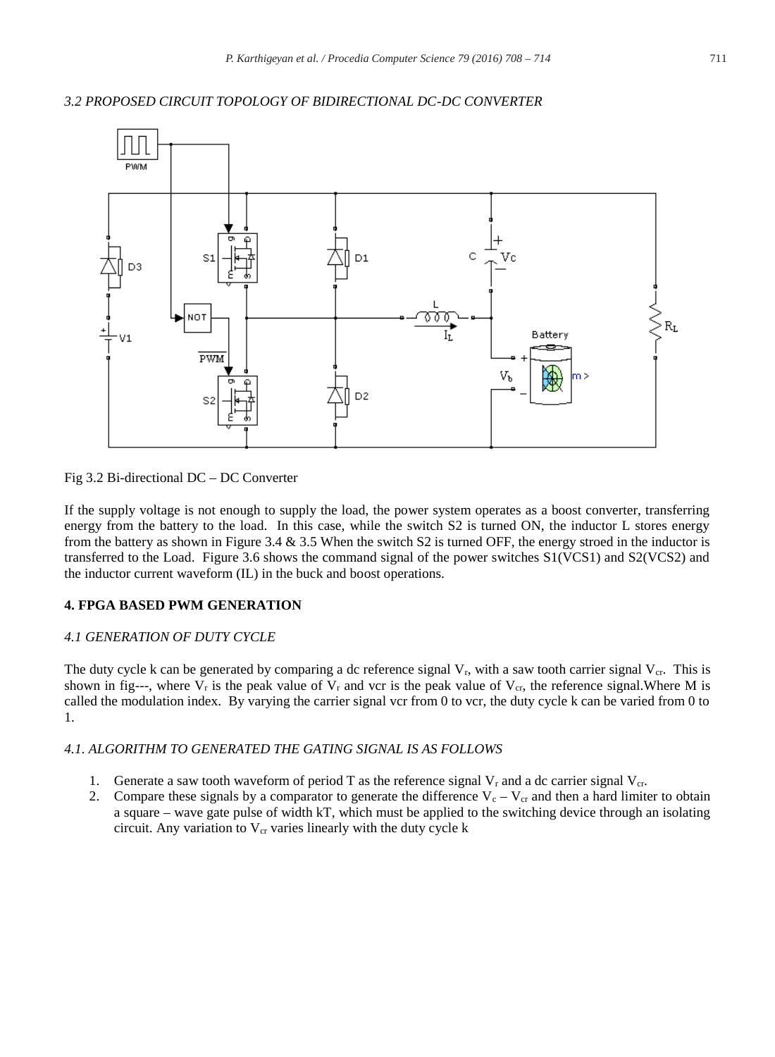*3.2 PROPOSED CIRCUIT TOPOLOGY OF BIDIRECTIONAL DC-DC CONVERTER*

Fig 3.2 Bi-directional DC – DC Converter

If the supply voltage is not enough to supply the load, the power system operates as a boost converter, transferring energy from the battery to the load. In this case, while the switch S2 is turned ON, the inductor L stores energy from the battery as shown in Figure 3.4 & 3.5 When the switch S2 is turned OFF, the energy stroed in the inductor is transferred to the Load. Figure 3.6 shows the command signal of the power switches S1(VCS1) and S2(VCS2) and the inductor current waveform (IL) in the buck and boost operations.

## 4. FPGA BASED PWM GENERATION

### *4.1 GENERATION OF DUTY CYCLE*

The duty cycle k can be generated by comparing a dc reference signal $V_r$, with a saw tooth carrier signal $V_{cr}$. This is shown in fig---, where $V_r$ is the peak value of $V_r$ and vcr is the peak value of $V_{cr}$, the reference signal.Where M is called the modulation index. By varying the carrier signal vcr from 0 to vcr, the duty cycle k can be varied from 0 to 1.

### *4.1. ALGORITHM TO GENERATED THE GATING SIGNAL IS AS FOLLOWS*

1. Generate a saw tooth waveform of period T as the reference signal $V_r$ and a dc carrier signal $V_{cr}$.
2. Compare these signals by a comparator to generate the difference $V_c – V_{cr}$ and then a hard limiter to obtain a square – wave gate pulse of width kT, which must be applied to the switching device through an isolating circuit. Any variation to $V_{cr}$ varies linearly with the duty cycle k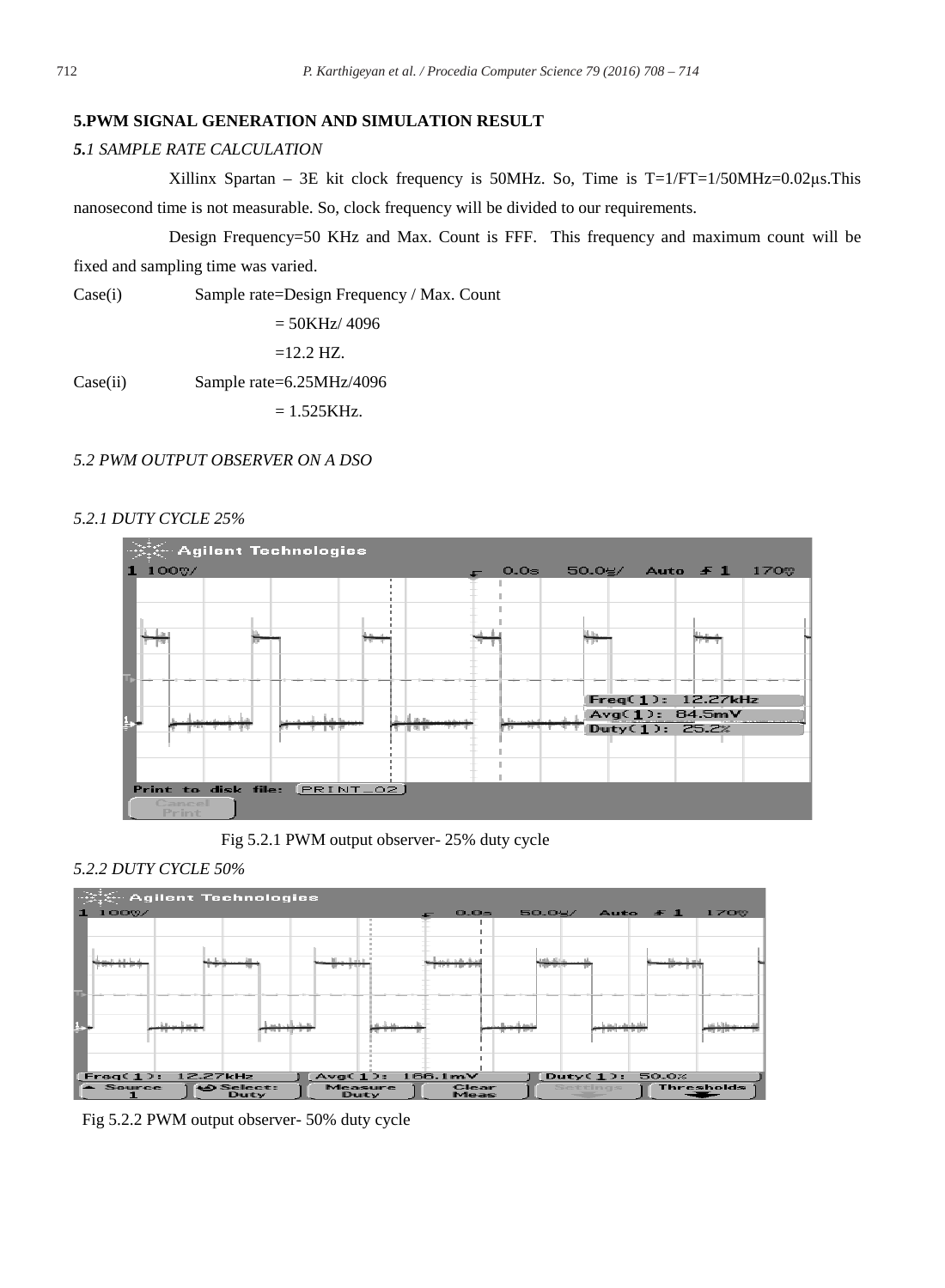## 5.PWM SIGNAL GENERATION AND SIMULATION RESULT

### *5.1 SAMPLE RATE CALCULATION*

Xillinx Spartan – 3E kit clock frequency is 50MHz. So, Time is T=1/FT=1/50MHz=0.02μs.This nanosecond time is not measurable. So, clock frequency will be divided to our requirements.

Design Frequency=50 KHz and Max. Count is FFF. This frequency and maximum count will be fixed and sampling time was varied.

Case(i) Sample rate=Design Frequency / Max. Count

= 50KHz/ 4096

=12.2 HZ.

Case(ii) Sample rate=6.25MHz/4096

= 1.525KHz.

### *5.2 PWM OUTPUT OBSERVER ON A DSO*

#### *5.2.1 DUTY CYCLE 25%*

Fig 5.2.1 PWM output observer- 25% duty cycle

#### *5.2.2 DUTY CYCLE 50%*

Fig 5.2.2 PWM output observer- 50% duty cycle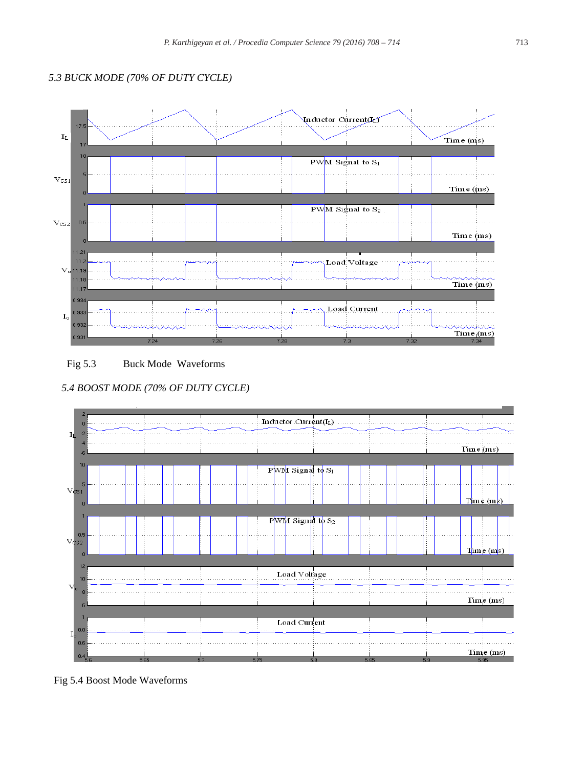### *5.3 BUCK MODE (70% OF DUTY CYCLE)*

Fig 5.3 Buck Mode Waveforms

### *5.4 BOOST MODE (70% OF DUTY CYCLE)*

Fig 5.4 Boost Mode Waveforms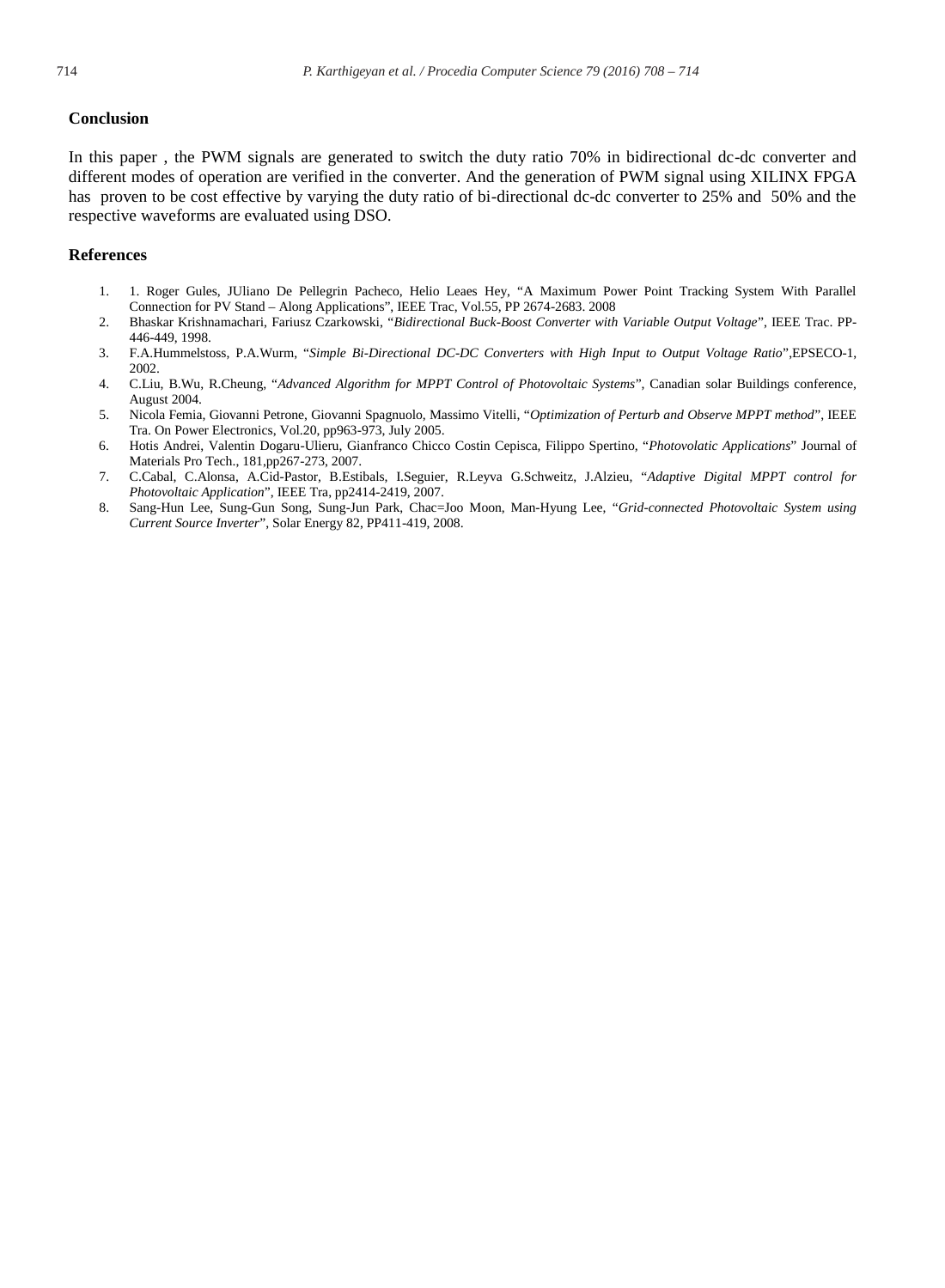## Conclusion

In this paper , the PWM signals are generated to switch the duty ratio 70% in bidirectional dc-dc converter and different modes of operation are verified in the converter. And the generation of PWM signal using XILINX FPGA has proven to be cost effective by varying the duty ratio of bi-directional dc-dc converter to 25% and 50% and the respective waveforms are evaluated using DSO.

## References

1. 1. Roger Gules, JUliano De Pellegrin Pacheco, Helio Leaes Hey, "A Maximum Power Point Tracking System With Parallel Connection for PV Stand – Along Applications", IEEE Trac, Vol.55, PP 2674-2683. 2008
2. Bhaskar Krishnamachari, Fariusz Czarkowski, "*Bidirectional Buck-Boost Converter with Variable Output Voltage*", IEEE Trac. PP-446-449, 1998.
3. F.A.Hummelstoss, P.A.Wurm, "*Simple Bi-Directional DC-DC Converters with High Input to Output Voltage Ratio*",EPSECO-1, 2002.
4. C.Liu, B.Wu, R.Cheung, "*Advanced Algorithm for MPPT Control of Photovoltaic Systems*", Canadian solar Buildings conference, August 2004.
5. Nicola Femia, Giovanni Petrone, Giovanni Spagnuolo, Massimo Vitelli, "*Optimization of Perturb and Observe MPPT method*", IEEE Tra. On Power Electronics, Vol.20, pp963-973, July 2005.
6. Hotis Andrei, Valentin Dogaru-Ulieru, Gianfranco Chicco Costin Cepisca, Filippo Spertino, "*Photovolatic Applications*" Journal of Materials Pro Tech., 181,pp267-273, 2007.
7. C.Cabal, C.Alonsa, A.Cid-Pastor, B.Estibals, I.Seguier, R.Leyva G.Schweitz, J.Alzieu, "*Adaptive Digital MPPT control for Photovoltaic Application*", IEEE Tra, pp2414-2419, 2007.
8. Sang-Hun Lee, Sung-Gun Song, Sung-Jun Park, Chac=Joo Moon, Man-Hyung Lee, "*Grid-connected Photovoltaic System using Current Source Inverter*", Solar Energy 82, PP411-419, 2008.